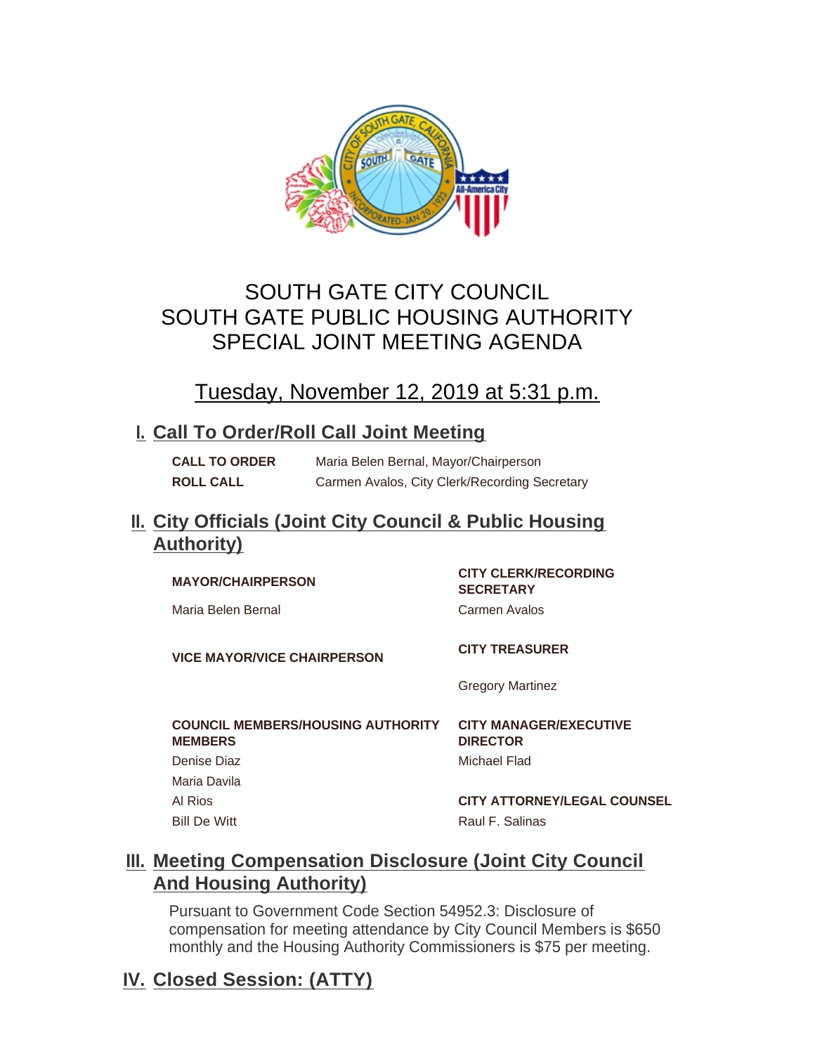# SOUTH GATE CITY COUNCIL
# SOUTH GATE PUBLIC HOUSING AUTHORITY
# SPECIAL JOINT MEETING AGENDA

## Tuesday, November 12, 2019 at 5:31 p.m.

## I. Call To Order/Roll Call Joint Meeting

| | |
|---|---|
| **CALL TO ORDER** | Maria Belen Bernal, Mayor/Chairperson |
| **ROLL CALL** | Carmen Avalos, City Clerk/Recording Secretary |

## II. City Officials (Joint City Council & Public Housing Authority)

**MAYOR/CHAIRPERSON**

Maria Belen Bernal

**VICE MAYOR/VICE CHAIRPERSON**

**COUNCIL MEMBERS/HOUSING AUTHORITY MEMBERS**

Denise Diaz
Maria Davila
Al Rios
Bill De Witt

**CITY CLERK/RECORDING SECRETARY**

Carmen Avalos

**CITY TREASURER**

Gregory Martinez

**CITY MANAGER/EXECUTIVE DIRECTOR**

Michael Flad

**CITY ATTORNEY/LEGAL COUNSEL**

Raul F. Salinas

## III. Meeting Compensation Disclosure (Joint City Council And Housing Authority)

Pursuant to Government Code Section 54952.3: Disclosure of compensation for meeting attendance by City Council Members is $650 monthly and the Housing Authority Commissioners is $75 per meeting.

## IV. Closed Session: (ATTY)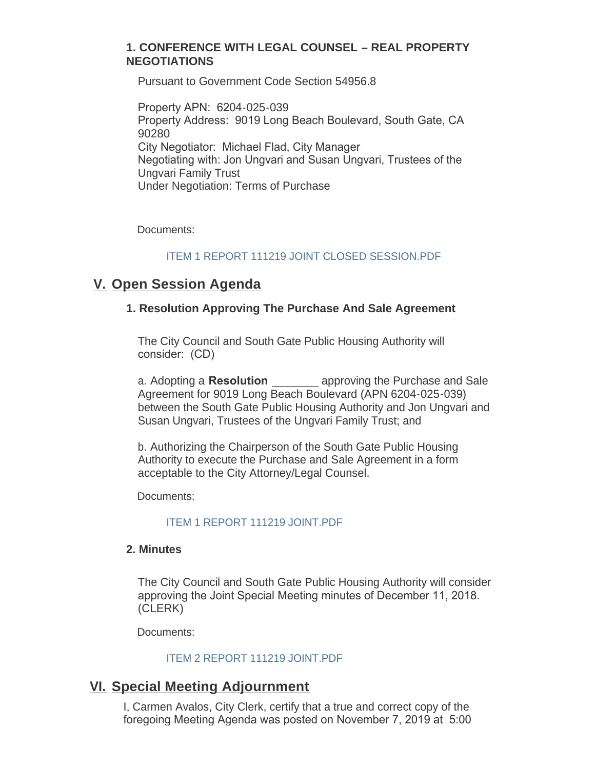### 1. CONFERENCE WITH LEGAL COUNSEL – REAL PROPERTY NEGOTIATIONS

Pursuant to Government Code Section 54956.8

Property APN: 6204-025-039
Property Address: 9019 Long Beach Boulevard, South Gate, CA 90280
City Negotiator: Michael Flad, City Manager
Negotiating with: Jon Ungvari and Susan Ungvari, Trustees of the Ungvari Family Trust
Under Negotiation: Terms of Purchase

Documents:

ITEM 1 REPORT 111219 JOINT CLOSED SESSION.PDF

## V. Open Session Agenda

### 1. Resolution Approving The Purchase And Sale Agreement

The City Council and South Gate Public Housing Authority will consider: (CD)

a. Adopting a **Resolution** _______ approving the Purchase and Sale Agreement for 9019 Long Beach Boulevard (APN 6204-025-039) between the South Gate Public Housing Authority and Jon Ungvari and Susan Ungvari, Trustees of the Ungvari Family Trust; and

b. Authorizing the Chairperson of the South Gate Public Housing Authority to execute the Purchase and Sale Agreement in a form acceptable to the City Attorney/Legal Counsel.

Documents:

ITEM 1 REPORT 111219 JOINT.PDF

### 2. Minutes

The City Council and South Gate Public Housing Authority will consider approving the Joint Special Meeting minutes of December 11, 2018. (CLERK)

Documents:

ITEM 2 REPORT 111219 JOINT.PDF

## VI. Special Meeting Adjournment

I, Carmen Avalos, City Clerk, certify that a true and correct copy of the foregoing Meeting Agenda was posted on November 7, 2019 at 5:00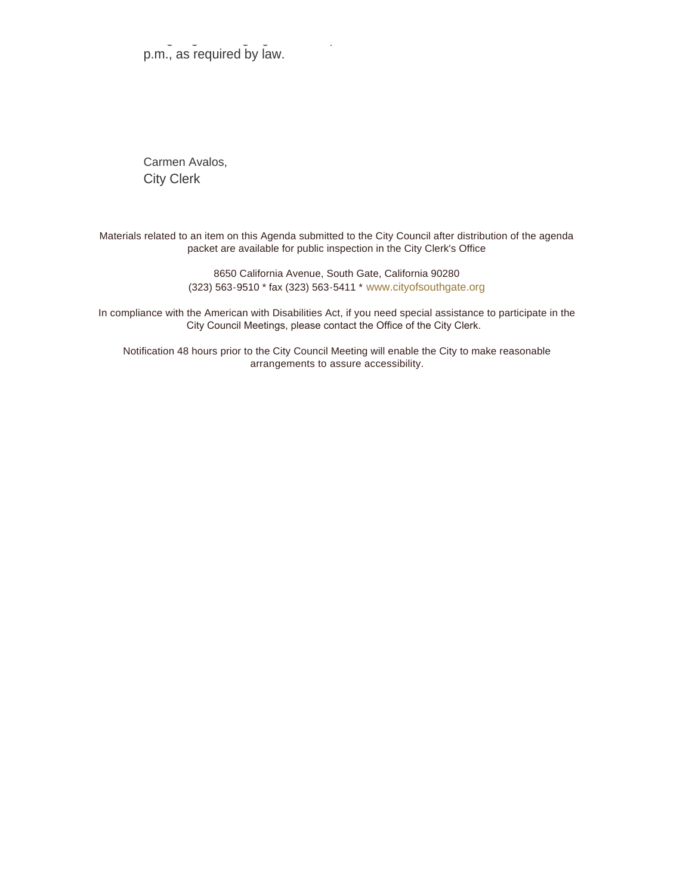p.m., as required by law.

Carmen Avalos,
City Clerk

Materials related to an item on this Agenda submitted to the City Council after distribution of the agenda packet are available for public inspection in the City Clerk's Office

8650 California Avenue, South Gate, California 90280
(323) 563-9510 * fax (323) 563-5411 * www.cityofsouthgate.org

In compliance with the American with Disabilities Act, if you need special assistance to participate in the City Council Meetings, please contact the Office of the City Clerk.

Notification 48 hours prior to the City Council Meeting will enable the City to make reasonable arrangements to assure accessibility.